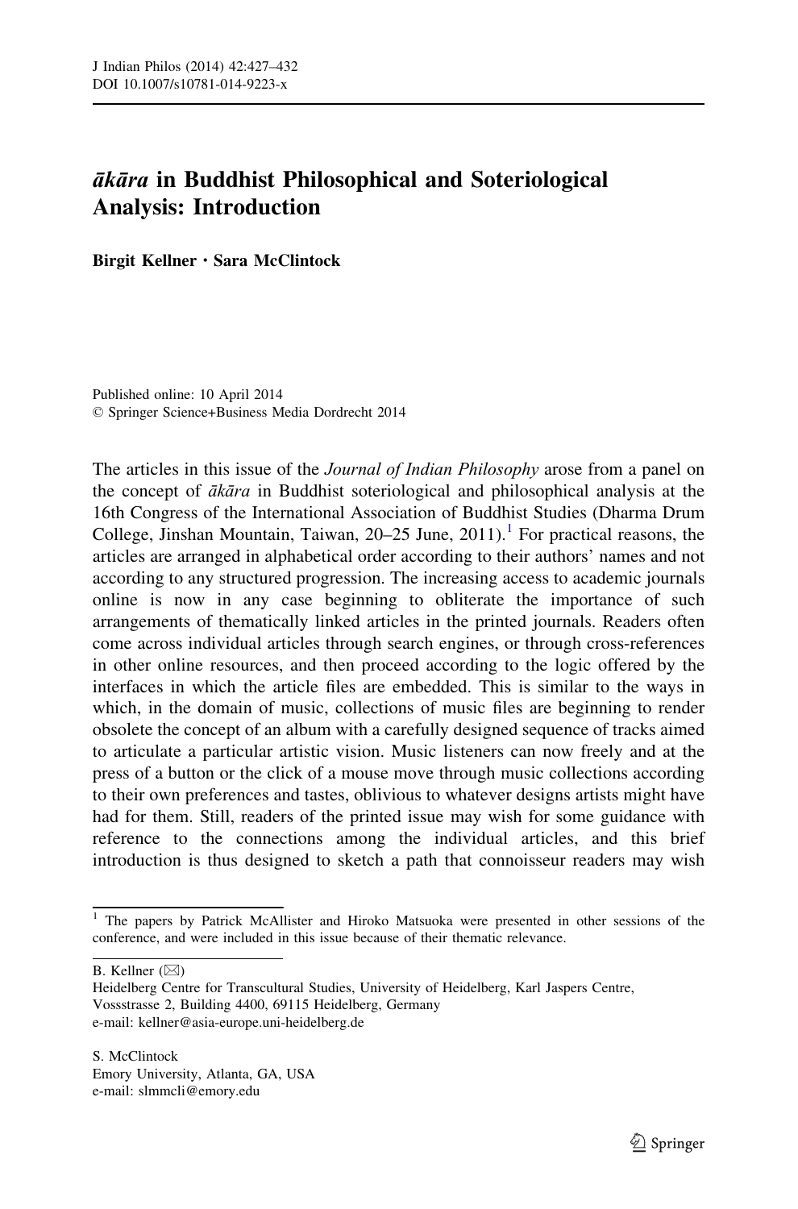# *ākāra* in Buddhist Philosophical and Soteriological Analysis: Introduction

**Birgit Kellner · Sara McClintock**

Published online: 10 April 2014
© Springer Science+Business Media Dordrecht 2014

The articles in this issue of the *Journal of Indian Philosophy* arose from a panel on the concept of *ākāra* in Buddhist soteriological and philosophical analysis at the 16th Congress of the International Association of Buddhist Studies (Dharma Drum College, Jinshan Mountain, Taiwan, 20–25 June, 2011).[1] For practical reasons, the articles are arranged in alphabetical order according to their authors' names and not according to any structured progression. The increasing access to academic journals online is now in any case beginning to obliterate the importance of such arrangements of thematically linked articles in the printed journals. Readers often come across individual articles through search engines, or through cross-references in other online resources, and then proceed according to the logic offered by the interfaces in which the article files are embedded. This is similar to the ways in which, in the domain of music, collections of music files are beginning to render obsolete the concept of an album with a carefully designed sequence of tracks aimed to articulate a particular artistic vision. Music listeners can now freely and at the press of a button or the click of a mouse move through music collections according to their own preferences and tastes, oblivious to whatever designs artists might have had for them. Still, readers of the printed issue may wish for some guidance with reference to the connections among the individual articles, and this brief introduction is thus designed to sketch a path that connoisseur readers may wish

[1] The papers by Patrick McAllister and Hiroko Matsuoka were presented in other sessions of the conference, and were included in this issue because of their thematic relevance.

B. Kellner (✉)
Heidelberg Centre for Transcultural Studies, University of Heidelberg, Karl Jaspers Centre, Vossstrasse 2, Building 4400, 69115 Heidelberg, Germany
e-mail: kellner@asia-europe.uni-heidelberg.de

S. McClintock
Emory University, Atlanta, GA, USA
e-mail: slmmcli@emory.edu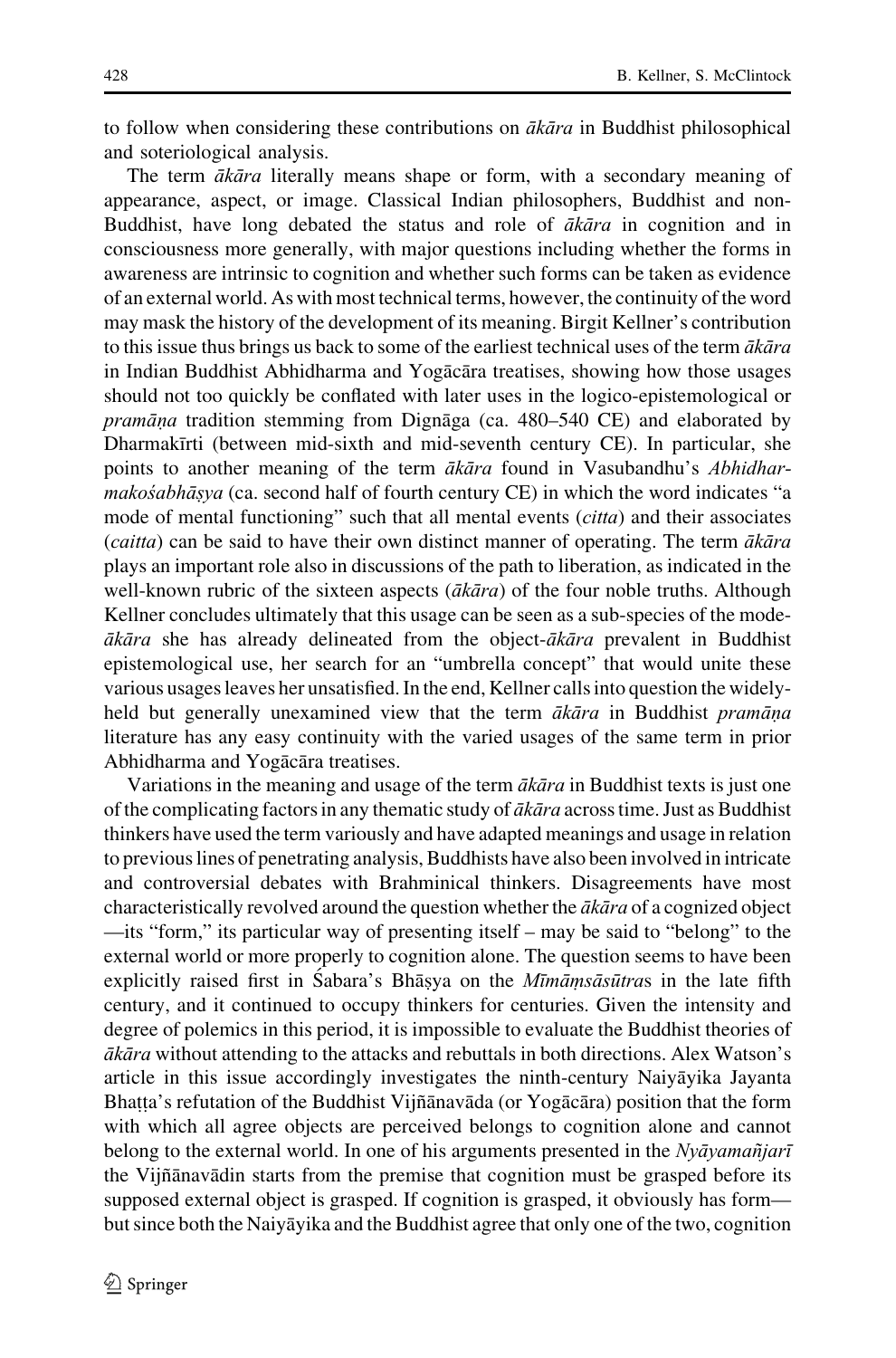to follow when considering these contributions on *ākāra* in Buddhist philosophical and soteriological analysis.

The term *ākāra* literally means shape or form, with a secondary meaning of appearance, aspect, or image. Classical Indian philosophers, Buddhist and non-Buddhist, have long debated the status and role of *ākāra* in cognition and in consciousness more generally, with major questions including whether the forms in awareness are intrinsic to cognition and whether such forms can be taken as evidence of an external world. As with most technical terms, however, the continuity of the word may mask the history of the development of its meaning. Birgit Kellner's contribution to this issue thus brings us back to some of the earliest technical uses of the term *ākāra* in Indian Buddhist Abhidharma and Yogācāra treatises, showing how those usages should not too quickly be conflated with later uses in the logico-epistemological or *pramāṇa* tradition stemming from Dignāga (ca. 480–540 CE) and elaborated by Dharmakīrti (between mid-sixth and mid-seventh century CE). In particular, she points to another meaning of the term *ākāra* found in Vasubandhu's *Abhidharmakośabhāṣya* (ca. second half of fourth century CE) in which the word indicates "a mode of mental functioning" such that all mental events (*citta*) and their associates (*caitta*) can be said to have their own distinct manner of operating. The term *ākāra* plays an important role also in discussions of the path to liberation, as indicated in the well-known rubric of the sixteen aspects (*ākāra*) of the four noble truths. Although Kellner concludes ultimately that this usage can be seen as a sub-species of the mode-*ākāra* she has already delineated from the object-*ākāra* prevalent in Buddhist epistemological use, her search for an "umbrella concept" that would unite these various usages leaves her unsatisfied. In the end, Kellner calls into question the widely-held but generally unexamined view that the term *ākāra* in Buddhist *pramāṇa* literature has any easy continuity with the varied usages of the same term in prior Abhidharma and Yogācāra treatises.

Variations in the meaning and usage of the term *ākāra* in Buddhist texts is just one of the complicating factors in any thematic study of *ākāra* across time. Just as Buddhist thinkers have used the term variously and have adapted meanings and usage in relation to previous lines of penetrating analysis, Buddhists have also been involved in intricate and controversial debates with Brahminical thinkers. Disagreements have most characteristically revolved around the question whether the *ākāra* of a cognized object —its "form," its particular way of presenting itself – may be said to "belong" to the external world or more properly to cognition alone. The question seems to have been explicitly raised first in Śabara's Bhāṣya on the *Mīmāṃsāsūtra*s in the late fifth century, and it continued to occupy thinkers for centuries. Given the intensity and degree of polemics in this period, it is impossible to evaluate the Buddhist theories of *ākāra* without attending to the attacks and rebuttals in both directions. Alex Watson's article in this issue accordingly investigates the ninth-century Naiyāyika Jayanta Bhaṭṭa's refutation of the Buddhist Vijñānavāda (or Yogācāra) position that the form with which all agree objects are perceived belongs to cognition alone and cannot belong to the external world. In one of his arguments presented in the *Nyāyamañjarī* the Vijñānavādin starts from the premise that cognition must be grasped before its supposed external object is grasped. If cognition is grasped, it obviously has form—but since both the Naiyāyika and the Buddhist agree that only one of the two, cognition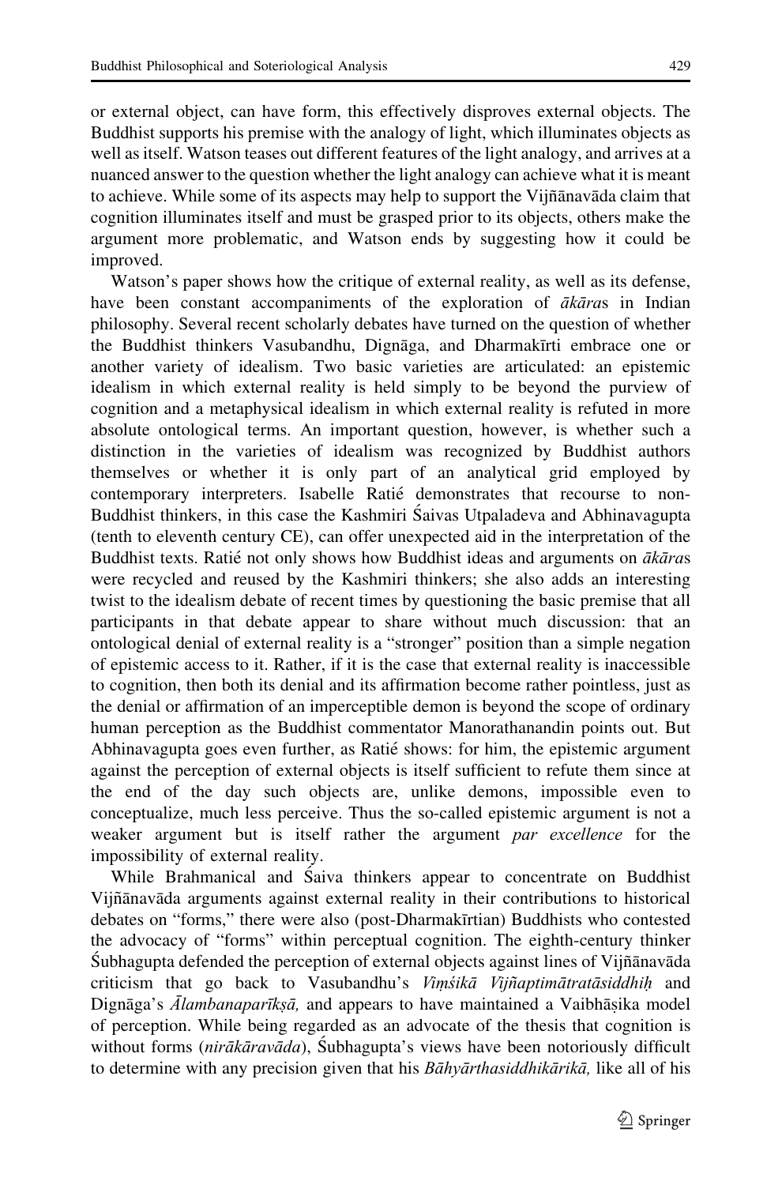or external object, can have form, this effectively disproves external objects. The Buddhist supports his premise with the analogy of light, which illuminates objects as well as itself. Watson teases out different features of the light analogy, and arrives at a nuanced answer to the question whether the light analogy can achieve what it is meant to achieve. While some of its aspects may help to support the Vijñānavāda claim that cognition illuminates itself and must be grasped prior to its objects, others make the argument more problematic, and Watson ends by suggesting how it could be improved.

Watson's paper shows how the critique of external reality, as well as its defense, have been constant accompaniments of the exploration of *ākāra*s in Indian philosophy. Several recent scholarly debates have turned on the question of whether the Buddhist thinkers Vasubandhu, Dignāga, and Dharmakīrti embrace one or another variety of idealism. Two basic varieties are articulated: an epistemic idealism in which external reality is held simply to be beyond the purview of cognition and a metaphysical idealism in which external reality is refuted in more absolute ontological terms. An important question, however, is whether such a distinction in the varieties of idealism was recognized by Buddhist authors themselves or whether it is only part of an analytical grid employed by contemporary interpreters. Isabelle Ratié demonstrates that recourse to non-Buddhist thinkers, in this case the Kashmiri Śaivas Utpaladeva and Abhinavagupta (tenth to eleventh century CE), can offer unexpected aid in the interpretation of the Buddhist texts. Ratié not only shows how Buddhist ideas and arguments on *ākāra*s were recycled and reused by the Kashmiri thinkers; she also adds an interesting twist to the idealism debate of recent times by questioning the basic premise that all participants in that debate appear to share without much discussion: that an ontological denial of external reality is a "stronger" position than a simple negation of epistemic access to it. Rather, if it is the case that external reality is inaccessible to cognition, then both its denial and its affirmation become rather pointless, just as the denial or affirmation of an imperceptible demon is beyond the scope of ordinary human perception as the Buddhist commentator Manorathanandin points out. But Abhinavagupta goes even further, as Ratié shows: for him, the epistemic argument against the perception of external objects is itself sufficient to refute them since at the end of the day such objects are, unlike demons, impossible even to conceptualize, much less perceive. Thus the so-called epistemic argument is not a weaker argument but is itself rather the argument *par excellence* for the impossibility of external reality.

While Brahmanical and Śaiva thinkers appear to concentrate on Buddhist Vijñānavāda arguments against external reality in their contributions to historical debates on "forms," there were also (post-Dharmakīrtian) Buddhists who contested the advocacy of "forms" within perceptual cognition. The eighth-century thinker Śubhagupta defended the perception of external objects against lines of Vijñānavāda criticism that go back to Vasubandhu's *Viṃśikā Vijñaptimātratāsiddhiḥ* and Dignāga's *Ālambanaparīkṣā,* and appears to have maintained a Vaibhāṣika model of perception. While being regarded as an advocate of the thesis that cognition is without forms (*nirākāravāda*), Śubhagupta's views have been notoriously difficult to determine with any precision given that his *Bāhyārthasiddhikārikā,* like all of his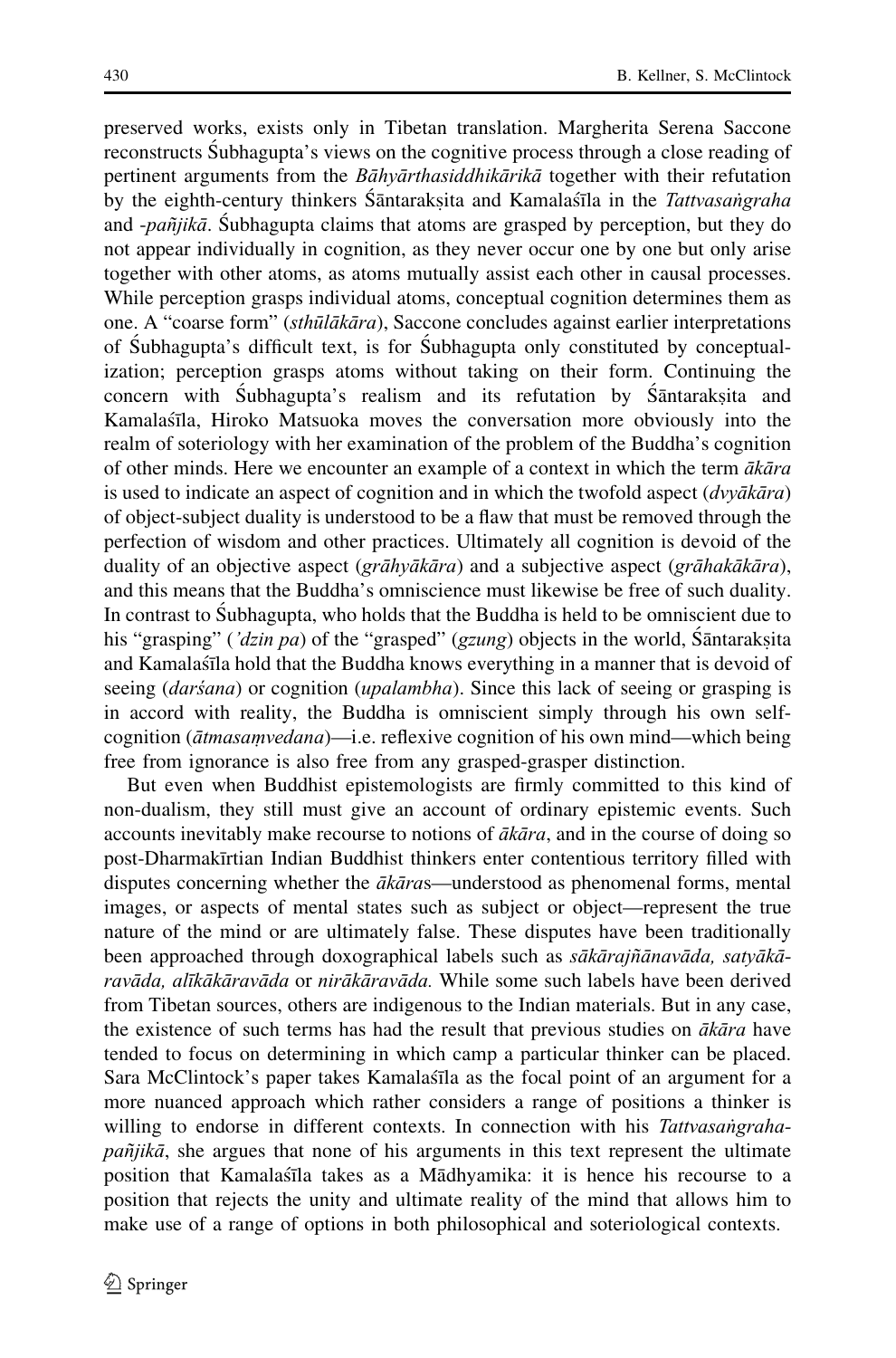preserved works, exists only in Tibetan translation. Margherita Serena Saccone reconstructs Śubhagupta's views on the cognitive process through a close reading of pertinent arguments from the *Bāhyārthasiddhikārikā* together with their refutation by the eighth-century thinkers Śāntarakṣita and Kamalaśīla in the *Tattvasaṅgraha* and *-pañjikā*. Śubhagupta claims that atoms are grasped by perception, but they do not appear individually in cognition, as they never occur one by one but only arise together with other atoms, as atoms mutually assist each other in causal processes. While perception grasps individual atoms, conceptual cognition determines them as one. A "coarse form" (*sthūlākāra*), Saccone concludes against earlier interpretations of Śubhagupta's difficult text, is for Śubhagupta only constituted by conceptualization; perception grasps atoms without taking on their form. Continuing the concern with Śubhagupta's realism and its refutation by Śāntarakṣita and Kamalaśīla, Hiroko Matsuoka moves the conversation more obviously into the realm of soteriology with her examination of the problem of the Buddha's cognition of other minds. Here we encounter an example of a context in which the term *ākāra* is used to indicate an aspect of cognition and in which the twofold aspect (*dvyākāra*) of object-subject duality is understood to be a flaw that must be removed through the perfection of wisdom and other practices. Ultimately all cognition is devoid of the duality of an objective aspect (*grāhyākāra*) and a subjective aspect (*grāhakākāra*), and this means that the Buddha's omniscience must likewise be free of such duality. In contrast to Śubhagupta, who holds that the Buddha is held to be omniscient due to his "grasping" (*'dzin pa*) of the "grasped" (*gzung*) objects in the world, Śāntarakṣita and Kamalaśīla hold that the Buddha knows everything in a manner that is devoid of seeing (*darśana*) or cognition (*upalambha*). Since this lack of seeing or grasping is in accord with reality, the Buddha is omniscient simply through his own self-cognition (*ātmasaṃvedana*)—i.e. reflexive cognition of his own mind—which being free from ignorance is also free from any grasped-grasper distinction.

But even when Buddhist epistemologists are firmly committed to this kind of non-dualism, they still must give an account of ordinary epistemic events. Such accounts inevitably make recourse to notions of *ākāra*, and in the course of doing so post-Dharmakīrtian Indian Buddhist thinkers enter contentious territory filled with disputes concerning whether the *ākāra*s—understood as phenomenal forms, mental images, or aspects of mental states such as subject or object—represent the true nature of the mind or are ultimately false. These disputes have been traditionally been approached through doxographical labels such as *sākārajñānavāda, satyākāravāda, alīkākāravāda* or *nirākāravāda.* While some such labels have been derived from Tibetan sources, others are indigenous to the Indian materials. But in any case, the existence of such terms has had the result that previous studies on *ākāra* have tended to focus on determining in which camp a particular thinker can be placed. Sara McClintock's paper takes Kamalaśīla as the focal point of an argument for a more nuanced approach which rather considers a range of positions a thinker is willing to endorse in different contexts. In connection with his *Tattvasaṅgrahapañjikā*, she argues that none of his arguments in this text represent the ultimate position that Kamalaśīla takes as a Mādhyamika: it is hence his recourse to a position that rejects the unity and ultimate reality of the mind that allows him to make use of a range of options in both philosophical and soteriological contexts.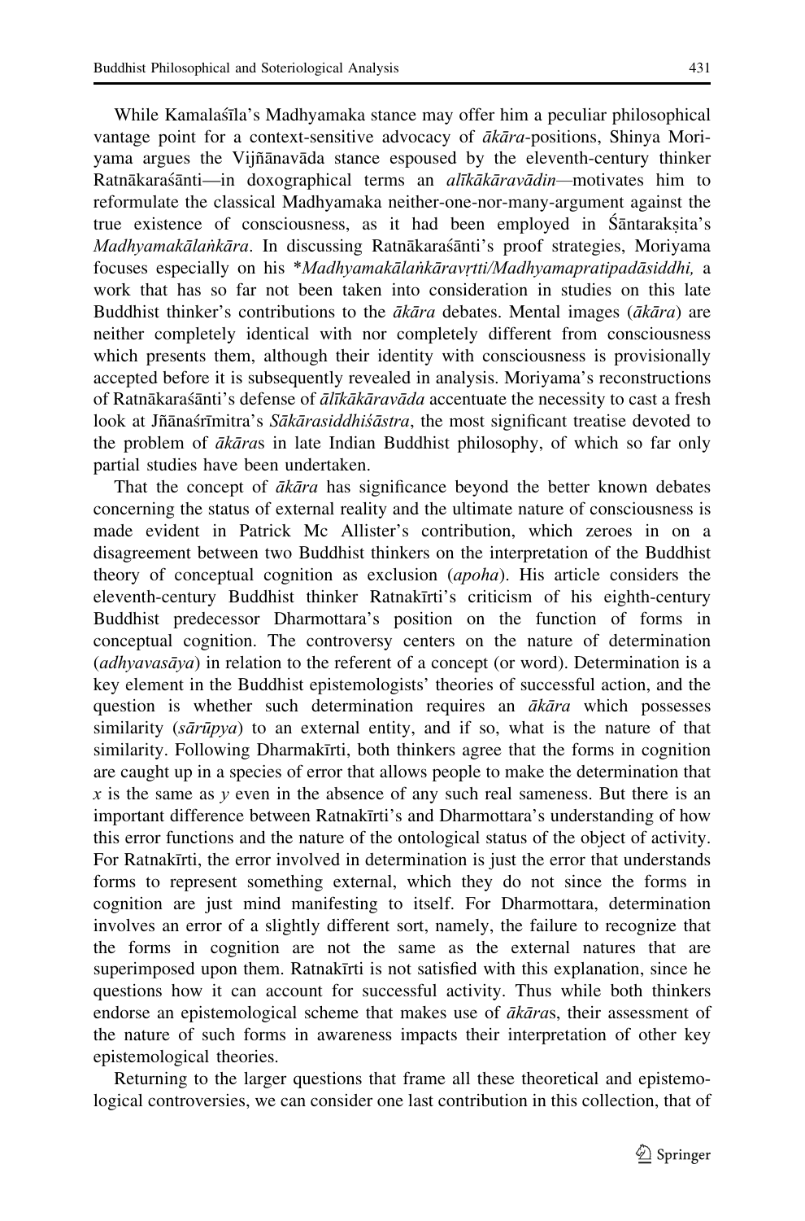While Kamalaśīla's Madhyamaka stance may offer him a peculiar philosophical vantage point for a context-sensitive advocacy of *ākāra*-positions, Shinya Moriyama argues the Vijñānavāda stance espoused by the eleventh-century thinker Ratnākaraśānti—in doxographical terms an *alīkākāravādin*—motivates him to reformulate the classical Madhyamaka neither-one-nor-many-argument against the true existence of consciousness, as it had been employed in Śāntarakṣita's *Madhyamakālaṅkāra*. In discussing Ratnākaraśānti's proof strategies, Moriyama focuses especially on his *\*Madhyamakālaṅkāravṛtti/Madhyamapratipadāsiddhi,* a work that has so far not been taken into consideration in studies on this late Buddhist thinker's contributions to the *ākāra* debates. Mental images (*ākāra*) are neither completely identical with nor completely different from consciousness which presents them, although their identity with consciousness is provisionally accepted before it is subsequently revealed in analysis. Moriyama's reconstructions of Ratnākaraśānti's defense of *alīkākāravāda* accentuate the necessity to cast a fresh look at Jñānaśrīmitra's *Sākārasiddhiśāstra*, the most significant treatise devoted to the problem of *ākāra*s in late Indian Buddhist philosophy, of which so far only partial studies have been undertaken.

That the concept of *ākāra* has significance beyond the better known debates concerning the status of external reality and the ultimate nature of consciousness is made evident in Patrick Mc Allister's contribution, which zeroes in on a disagreement between two Buddhist thinkers on the interpretation of the Buddhist theory of conceptual cognition as exclusion (*apoha*). His article considers the eleventh-century Buddhist thinker Ratnakīrti's criticism of his eighth-century Buddhist predecessor Dharmottara's position on the function of forms in conceptual cognition. The controversy centers on the nature of determination (*adhyavasāya*) in relation to the referent of a concept (or word). Determination is a key element in the Buddhist epistemologists' theories of successful action, and the question is whether such determination requires an *ākāra* which possesses similarity (*sārūpya*) to an external entity, and if so, what is the nature of that similarity. Following Dharmakīrti, both thinkers agree that the forms in cognition are caught up in a species of error that allows people to make the determination that $x$ is the same as $y$ even in the absence of any such real sameness. But there is an important difference between Ratnakīrti's and Dharmottara's understanding of how this error functions and the nature of the ontological status of the object of activity. For Ratnakīrti, the error involved in determination is just the error that understands forms to represent something external, which they do not since the forms in cognition are just mind manifesting to itself. For Dharmottara, determination involves an error of a slightly different sort, namely, the failure to recognize that the forms in cognition are not the same as the external natures that are superimposed upon them. Ratnakīrti is not satisfied with this explanation, since he questions how it can account for successful activity. Thus while both thinkers endorse an epistemological scheme that makes use of *ākāra*s, their assessment of the nature of such forms in awareness impacts their interpretation of other key epistemological theories.

Returning to the larger questions that frame all these theoretical and epistemological controversies, we can consider one last contribution in this collection, that of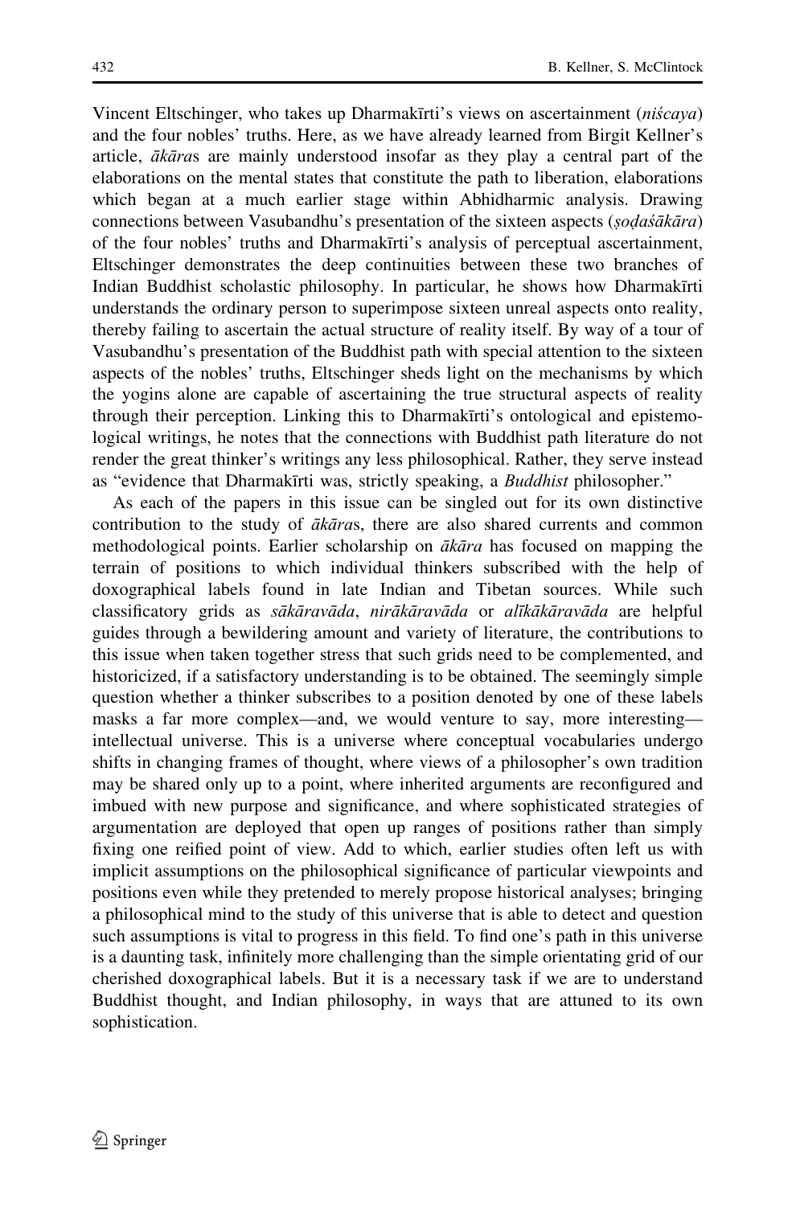Vincent Eltschinger, who takes up Dharmakīrti's views on ascertainment (*niścaya*) and the four nobles' truths. Here, as we have already learned from Birgit Kellner's article, *ākāra*s are mainly understood insofar as they play a central part of the elaborations on the mental states that constitute the path to liberation, elaborations which began at a much earlier stage within Abhidharmic analysis. Drawing connections between Vasubandhu's presentation of the sixteen aspects (*ṣoḍaśākāra*) of the four nobles' truths and Dharmakīrti's analysis of perceptual ascertainment, Eltschinger demonstrates the deep continuities between these two branches of Indian Buddhist scholastic philosophy. In particular, he shows how Dharmakīrti understands the ordinary person to superimpose sixteen unreal aspects onto reality, thereby failing to ascertain the actual structure of reality itself. By way of a tour of Vasubandhu's presentation of the Buddhist path with special attention to the sixteen aspects of the nobles' truths, Eltschinger sheds light on the mechanisms by which the yogins alone are capable of ascertaining the true structural aspects of reality through their perception. Linking this to Dharmakīrti's ontological and epistemological writings, he notes that the connections with Buddhist path literature do not render the great thinker's writings any less philosophical. Rather, they serve instead as "evidence that Dharmakīrti was, strictly speaking, a *Buddhist* philosopher."

As each of the papers in this issue can be singled out for its own distinctive contribution to the study of *ākāra*s, there are also shared currents and common methodological points. Earlier scholarship on *ākāra* has focused on mapping the terrain of positions to which individual thinkers subscribed with the help of doxographical labels found in late Indian and Tibetan sources. While such classificatory grids as *sākāravāda*, *nirākāravāda* or *alīkākāravāda* are helpful guides through a bewildering amount and variety of literature, the contributions to this issue when taken together stress that such grids need to be complemented, and historicized, if a satisfactory understanding is to be obtained. The seemingly simple question whether a thinker subscribes to a position denoted by one of these labels masks a far more complex—and, we would venture to say, more interesting—intellectual universe. This is a universe where conceptual vocabularies undergo shifts in changing frames of thought, where views of a philosopher's own tradition may be shared only up to a point, where inherited arguments are reconfigured and imbued with new purpose and significance, and where sophisticated strategies of argumentation are deployed that open up ranges of positions rather than simply fixing one reified point of view. Add to which, earlier studies often left us with implicit assumptions on the philosophical significance of particular viewpoints and positions even while they pretended to merely propose historical analyses; bringing a philosophical mind to the study of this universe that is able to detect and question such assumptions is vital to progress in this field. To find one's path in this universe is a daunting task, infinitely more challenging than the simple orientating grid of our cherished doxographical labels. But it is a necessary task if we are to understand Buddhist thought, and Indian philosophy, in ways that are attuned to its own sophistication.